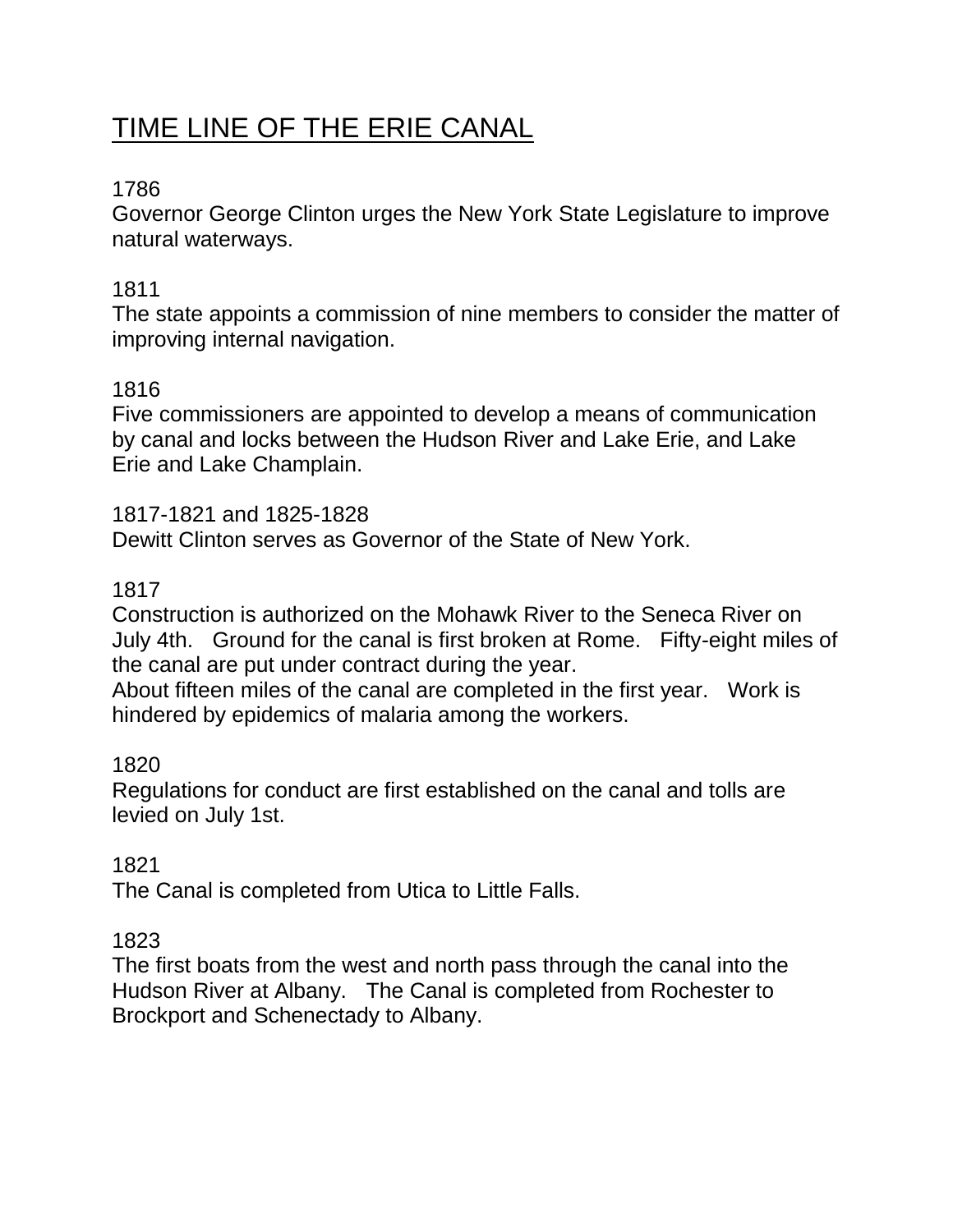# TIME LINE OF THE ERIE CANAL

1786
Governor George Clinton urges the New York State Legislature to improve natural waterways.

1811
The state appoints a commission of nine members to consider the matter of improving internal navigation.

1816
Five commissioners are appointed to develop a means of communication by canal and locks between the Hudson River and Lake Erie, and Lake Erie and Lake Champlain.

1817-1821 and 1825-1828
Dewitt Clinton serves as Governor of the State of New York.

1817
Construction is authorized on the Mohawk River to the Seneca River on July 4th. Ground for the canal is first broken at Rome. Fifty-eight miles of the canal are put under contract during the year.
About fifteen miles of the canal are completed in the first year. Work is hindered by epidemics of malaria among the workers.

1820
Regulations for conduct are first established on the canal and tolls are levied on July 1st.

1821
The Canal is completed from Utica to Little Falls.

1823
The first boats from the west and north pass through the canal into the Hudson River at Albany. The Canal is completed from Rochester to Brockport and Schenectady to Albany.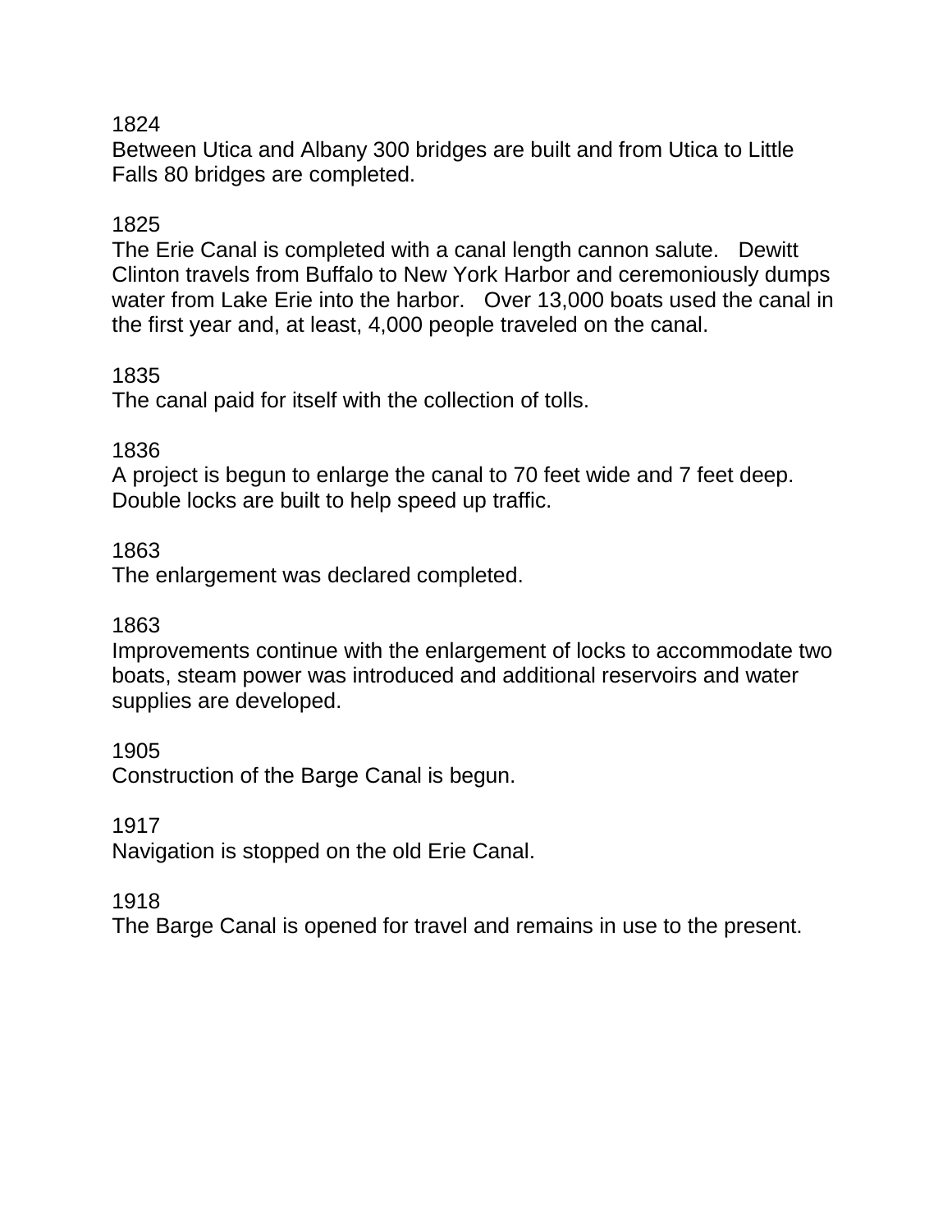1824

Between Utica and Albany 300 bridges are built and from Utica to Little Falls 80 bridges are completed.

1825

The Erie Canal is completed with a canal length cannon salute. Dewitt Clinton travels from Buffalo to New York Harbor and ceremoniously dumps water from Lake Erie into the harbor. Over 13,000 boats used the canal in the first year and, at least, 4,000 people traveled on the canal.

1835

The canal paid for itself with the collection of tolls.

1836

A project is begun to enlarge the canal to 70 feet wide and 7 feet deep. Double locks are built to help speed up traffic.

1863

The enlargement was declared completed.

1863

Improvements continue with the enlargement of locks to accommodate two boats, steam power was introduced and additional reservoirs and water supplies are developed.

1905

Construction of the Barge Canal is begun.

1917

Navigation is stopped on the old Erie Canal.

1918

The Barge Canal is opened for travel and remains in use to the present.